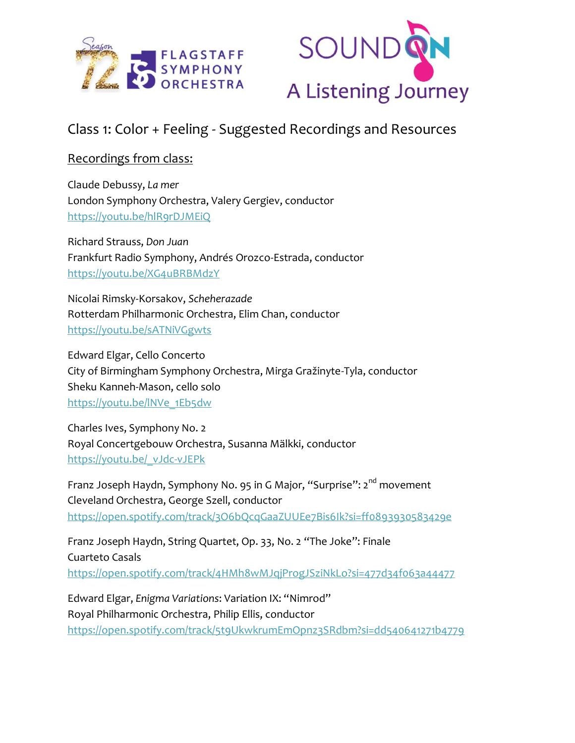Season 72 FLAGSTAFF SYMPHONY ORCHESTRA

SOUND ON
A Listening Journey

## Class 1: Color + Feeling - Suggested Recordings and Resources

### Recordings from class:

Claude Debussy, *La mer*
London Symphony Orchestra, Valery Gergiev, conductor
https://youtu.be/hlR9rDJMEiQ

Richard Strauss, *Don Juan*
Frankfurt Radio Symphony, Andrés Orozco-Estrada, conductor
https://youtu.be/XG4uBRBMdzY

Nicolai Rimsky-Korsakov, *Scheherazade*
Rotterdam Philharmonic Orchestra, Elim Chan, conductor
https://youtu.be/sATNiVGgwts

Edward Elgar, Cello Concerto
City of Birmingham Symphony Orchestra, Mirga Gražinyte-Tyla, conductor
Sheku Kanneh-Mason, cello solo
https://youtu.be/lNVe_1Eb5dw

Charles Ives, Symphony No. 2
Royal Concertgebouw Orchestra, Susanna Mälkki, conductor
https://youtu.be/_vJdc-vJEPk

Franz Joseph Haydn, Symphony No. 95 in G Major, "Surprise": 2nd movement
Cleveland Orchestra, George Szell, conductor
https://open.spotify.com/track/3O6bQcqGaaZUUEe7Bis6Ik?si=ff0893930583429e

Franz Joseph Haydn, String Quartet, Op. 33, No. 2 "The Joke": Finale
Cuarteto Casals
https://open.spotify.com/track/4HMh8wMJqjProgJSziNkLo?si=477d34f063a44477

Edward Elgar, *Enigma Variations*: Variation IX: "Nimrod"
Royal Philharmonic Orchestra, Philip Ellis, conductor
https://open.spotify.com/track/5t9UkwkrumEmOpnz3SRdbm?si=dd540641271b4779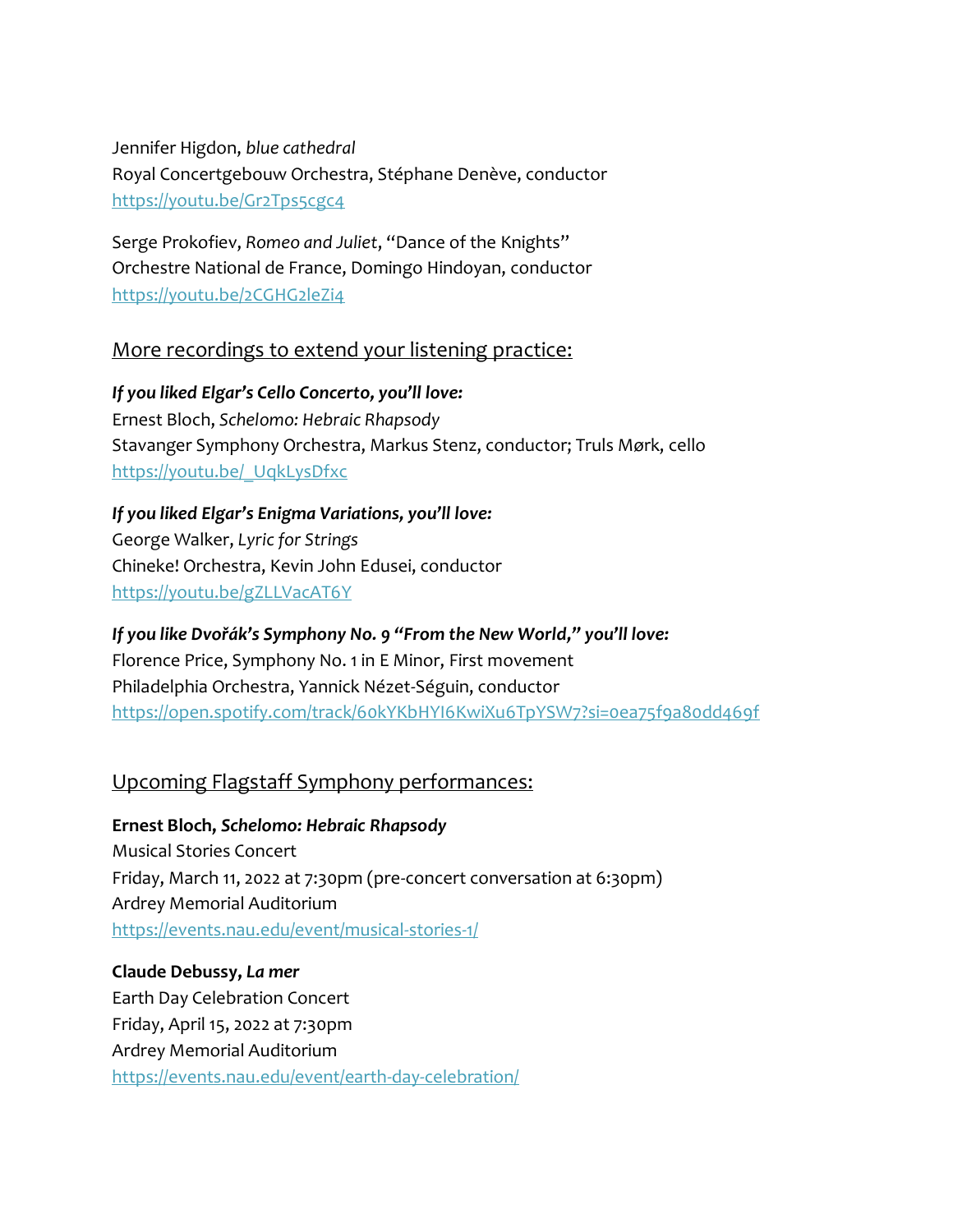Jennifer Higdon, *blue cathedral*
Royal Concertgebouw Orchestra, Stéphane Denève, conductor
https://youtu.be/Gr2Tps5cgc4

Serge Prokofiev, *Romeo and Juliet*, "Dance of the Knights"
Orchestre National de France, Domingo Hindoyan, conductor
https://youtu.be/2CGHG2leZi4

## More recordings to extend your listening practice:

***If you liked Elgar's Cello Concerto, you'll love:***
Ernest Bloch, *Schelomo: Hebraic Rhapsody*
Stavanger Symphony Orchestra, Markus Stenz, conductor; Truls Mørk, cello
https://youtu.be/_UqkLysDfxc

***If you liked Elgar's Enigma Variations, you'll love:***
George Walker, *Lyric for Strings*
Chineke! Orchestra, Kevin John Edusei, conductor
https://youtu.be/gZLLVacAT6Y

***If you like Dvořák's Symphony No. 9 "From the New World," you'll love:***
Florence Price, Symphony No. 1 in E Minor, First movement
Philadelphia Orchestra, Yannick Nézet-Séguin, conductor
https://open.spotify.com/track/60kYKbHYI6KwiXu6TpYSW7?si=0ea75f9a80dd469f

## Upcoming Flagstaff Symphony performances:

**Ernest Bloch, *Schelomo: Hebraic Rhapsody***
Musical Stories Concert
Friday, March 11, 2022 at 7:30pm (pre-concert conversation at 6:30pm)
Ardrey Memorial Auditorium
https://events.nau.edu/event/musical-stories-1/

**Claude Debussy, *La mer***
Earth Day Celebration Concert
Friday, April 15, 2022 at 7:30pm
Ardrey Memorial Auditorium
https://events.nau.edu/event/earth-day-celebration/